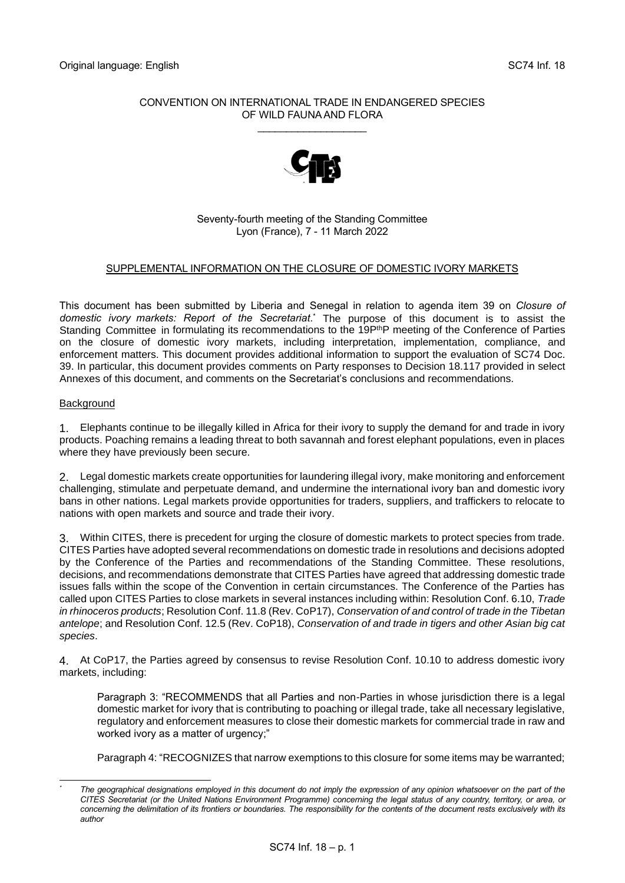Original language: English SC74 Inf. 18

CONVENTION ON INTERNATIONAL TRADE IN ENDANGERED SPECIES
OF WILD FAUNA AND FLORA
\_\_\_\_\_\_\_\_\_\_\_\_\_\_\_\_\_\_\_\_

Seventy-fourth meeting of the Standing Committee
Lyon (France), 7 - 11 March 2022

## SUPPLEMENTAL INFORMATION ON THE CLOSURE OF DOMESTIC IVORY MARKETS

This document has been submitted by Liberia and Senegal in relation to agenda item 39 on *Closure of domestic ivory markets: Report of the Secretariat*.* The purpose of this document is to assist the Standing Committee in formulating its recommendations to the 19PthP meeting of the Conference of Parties on the closure of domestic ivory markets, including interpretation, implementation, compliance, and enforcement matters. This document provides additional information to support the evaluation of SC74 Doc. 39. In particular, this document provides comments on Party responses to Decision 18.117 provided in select Annexes of this document, and comments on the Secretariat's conclusions and recommendations.

### Background

1. Elephants continue to be illegally killed in Africa for their ivory to supply the demand for and trade in ivory products. Poaching remains a leading threat to both savannah and forest elephant populations, even in places where they have previously been secure.

2. Legal domestic markets create opportunities for laundering illegal ivory, make monitoring and enforcement challenging, stimulate and perpetuate demand, and undermine the international ivory ban and domestic ivory bans in other nations. Legal markets provide opportunities for traders, suppliers, and traffickers to relocate to nations with open markets and source and trade their ivory.

3. Within CITES, there is precedent for urging the closure of domestic markets to protect species from trade. CITES Parties have adopted several recommendations on domestic trade in resolutions and decisions adopted by the Conference of the Parties and recommendations of the Standing Committee. These resolutions, decisions, and recommendations demonstrate that CITES Parties have agreed that addressing domestic trade issues falls within the scope of the Convention in certain circumstances. The Conference of the Parties has called upon CITES Parties to close markets in several instances including within: Resolution Conf. 6.10, *Trade in rhinoceros products*; Resolution Conf. 11.8 (Rev. CoP17), *Conservation of and control of trade in the Tibetan antelope*; and Resolution Conf. 12.5 (Rev. CoP18), *Conservation of and trade in tigers and other Asian big cat species*.

4. At CoP17, the Parties agreed by consensus to revise Resolution Conf. 10.10 to address domestic ivory markets, including:

> Paragraph 3: "RECOMMENDS that all Parties and non-Parties in whose jurisdiction there is a legal domestic market for ivory that is contributing to poaching or illegal trade, take all necessary legislative, regulatory and enforcement measures to close their domestic markets for commercial trade in raw and worked ivory as a matter of urgency;"
>
> Paragraph 4: "RECOGNIZES that narrow exemptions to this closure for some items may be warranted;

---

\* *The geographical designations employed in this document do not imply the expression of any opinion whatsoever on the part of the CITES Secretariat (or the United Nations Environment Programme) concerning the legal status of any country, territory, or area, or concerning the delimitation of its frontiers or boundaries. The responsibility for the contents of the document rests exclusively with its author*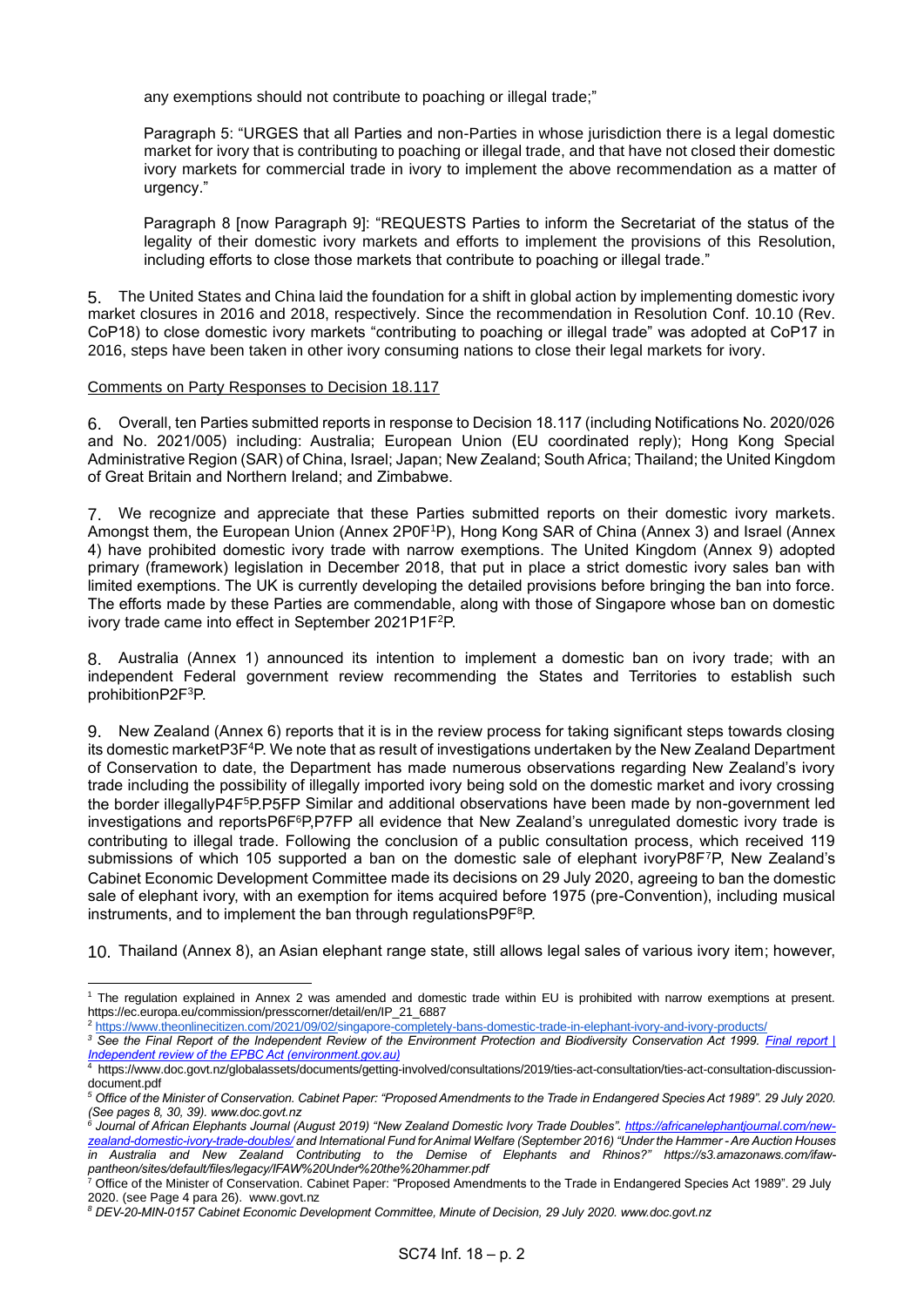any exemptions should not contribute to poaching or illegal trade;"

Paragraph 5: "URGES that all Parties and non-Parties in whose jurisdiction there is a legal domestic market for ivory that is contributing to poaching or illegal trade, and that have not closed their domestic ivory markets for commercial trade in ivory to implement the above recommendation as a matter of urgency."

Paragraph 8 [now Paragraph 9]: "REQUESTS Parties to inform the Secretariat of the status of the legality of their domestic ivory markets and efforts to implement the provisions of this Resolution, including efforts to close those markets that contribute to poaching or illegal trade."

5. The United States and China laid the foundation for a shift in global action by implementing domestic ivory market closures in 2016 and 2018, respectively. Since the recommendation in Resolution Conf. 10.10 (Rev. CoP18) to close domestic ivory markets "contributing to poaching or illegal trade" was adopted at CoP17 in 2016, steps have been taken in other ivory consuming nations to close their legal markets for ivory.

Comments on Party Responses to Decision 18.117

6. Overall, ten Parties submitted reports in response to Decision 18.117 (including Notifications No. 2020/026 and No. 2021/005) including: Australia; European Union (EU coordinated reply); Hong Kong Special Administrative Region (SAR) of China, Israel; Japan; New Zealand; South Africa; Thailand; the United Kingdom of Great Britain and Northern Ireland; and Zimbabwe.

7. We recognize and appreciate that these Parties submitted reports on their domestic ivory markets. Amongst them, the European Union (Annex 2[1]), Hong Kong SAR of China (Annex 3) and Israel (Annex 4) have prohibited domestic ivory trade with narrow exemptions. The United Kingdom (Annex 9) adopted primary (framework) legislation in December 2018, that put in place a strict domestic ivory sales ban with limited exemptions. The UK is currently developing the detailed provisions before bringing the ban into force. The efforts made by these Parties are commendable, along with those of Singapore whose ban on domestic ivory trade came into effect in September 2021[2].

8. Australia (Annex 1) announced its intention to implement a domestic ban on ivory trade; with an independent Federal government review recommending the States and Territories to establish such prohibition[3].

9. New Zealand (Annex 6) reports that it is in the review process for taking significant steps towards closing its domestic market[4]. We note that as result of investigations undertaken by the New Zealand Department of Conservation to date, the Department has made numerous observations regarding New Zealand's ivory trade including the possibility of illegally imported ivory being sold on the domestic market and ivory crossing the border illegally[5]. Similar and additional observations have been made by non-government led investigations and reports[6],[7] all evidence that New Zealand's unregulated domestic ivory trade is contributing to illegal trade. Following the conclusion of a public consultation process, which received 119 submissions of which 105 supported a ban on the domestic sale of elephant ivory[7], New Zealand's Cabinet Economic Development Committee made its decisions on 29 July 2020, agreeing to ban the domestic sale of elephant ivory, with an exemption for items acquired before 1975 (pre-Convention), including musical instruments, and to implement the ban through regulations[8].

10. Thailand (Annex 8), an Asian elephant range state, still allows legal sales of various ivory item; however,

---

[1] The regulation explained in Annex 2 was amended and domestic trade within EU is prohibited with narrow exemptions at present. https://ec.europa.eu/commission/presscorner/detail/en/IP_21_6887

[2] https://www.theonlinecitizen.com/2021/09/02/singapore-completely-bans-domestic-trade-in-elephant-ivory-and-ivory-products/

[3] *See the Final Report of the Independent Review of the Environment Protection and Biodiversity Conservation Act 1999. Final report | Independent review of the EPBC Act (environment.gov.au)*

[4] https://www.doc.govt.nz/globalassets/documents/getting-involved/consultations/2019/ties-act-consultation/ties-act-consultation-discussion-document.pdf

[5] *Office of the Minister of Conservation. Cabinet Paper: "Proposed Amendments to the Trade in Endangered Species Act 1989". 29 July 2020. (See pages 8, 30, 39). www.doc.govt.nz*

[6] *Journal of African Elephants Journal (August 2019) "New Zealand Domestic Ivory Trade Doubles". https://africanelephantjournal.com/new-zealand-domestic-ivory-trade-doubles/ and International Fund for Animal Welfare (September 2016) "Under the Hammer - Are Auction Houses in Australia and New Zealand Contributing to the Demise of Elephants and Rhinos?" https://s3.amazonaws.com/ifaw-pantheon/sites/default/files/legacy/IFAW%20Under%20the%20hammer.pdf*

[7] Office of the Minister of Conservation. Cabinet Paper: "Proposed Amendments to the Trade in Endangered Species Act 1989". 29 July 2020. (see Page 4 para 26). www.govt.nz

[8] *DEV-20-MIN-0157 Cabinet Economic Development Committee, Minute of Decision, 29 July 2020. www.doc.govt.nz*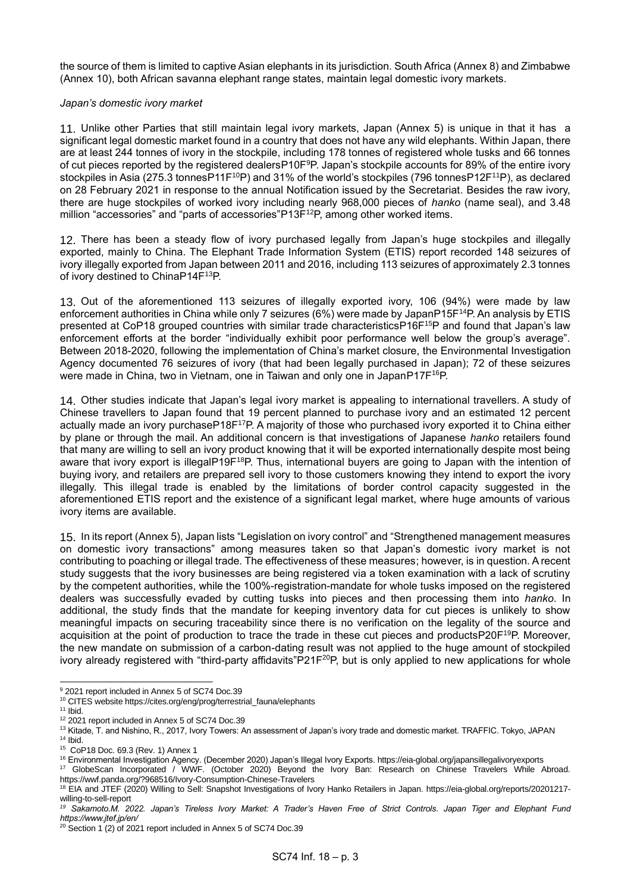the source of them is limited to captive Asian elephants in its jurisdiction. South Africa (Annex 8) and Zimbabwe (Annex 10), both African savanna elephant range states, maintain legal domestic ivory markets.

*Japan's domestic ivory market*

11. Unlike other Parties that still maintain legal ivory markets, Japan (Annex 5) is unique in that it has a significant legal domestic market found in a country that does not have any wild elephants. Within Japan, there are at least 244 tonnes of ivory in the stockpile, including 178 tonnes of registered whole tusks and 66 tonnes of cut pieces reported by the registered dealers[9]. Japan's stockpile accounts for 89% of the entire ivory stockpiles in Asia (275.3 tonnes[10]) and 31% of the world's stockpiles (796 tonnes[11]), as declared on 28 February 2021 in response to the annual Notification issued by the Secretariat. Besides the raw ivory, there are huge stockpiles of worked ivory including nearly 968,000 pieces of *hanko* (name seal), and 3.48 million "accessories" and "parts of accessories"[12], among other worked items.

12. There has been a steady flow of ivory purchased legally from Japan's huge stockpiles and illegally exported, mainly to China. The Elephant Trade Information System (ETIS) report recorded 148 seizures of ivory illegally exported from Japan between 2011 and 2016, including 113 seizures of approximately 2.3 tonnes of ivory destined to China[13].

13. Out of the aforementioned 113 seizures of illegally exported ivory, 106 (94%) were made by law enforcement authorities in China while only 7 seizures (6%) were made by Japan[14]. An analysis by ETIS presented at CoP18 grouped countries with similar trade characteristics[15] and found that Japan's law enforcement efforts at the border "individually exhibit poor performance well below the group's average". Between 2018-2020, following the implementation of China's market closure, the Environmental Investigation Agency documented 76 seizures of ivory (that had been legally purchased in Japan); 72 of these seizures were made in China, two in Vietnam, one in Taiwan and only one in Japan[16].

14. Other studies indicate that Japan's legal ivory market is appealing to international travellers. A study of Chinese travellers to Japan found that 19 percent planned to purchase ivory and an estimated 12 percent actually made an ivory purchase[17]. A majority of those who purchased ivory exported it to China either by plane or through the mail. An additional concern is that investigations of Japanese *hanko* retailers found that many are willing to sell an ivory product knowing that it will be exported internationally despite most being aware that ivory export is illegal[18]. Thus, international buyers are going to Japan with the intention of buying ivory, and retailers are prepared sell ivory to those customers knowing they intend to export the ivory illegally. This illegal trade is enabled by the limitations of border control capacity suggested in the aforementioned ETIS report and the existence of a significant legal market, where huge amounts of various ivory items are available.

15. In its report (Annex 5), Japan lists "Legislation on ivory control" and "Strengthened management measures on domestic ivory transactions" among measures taken so that Japan's domestic ivory market is not contributing to poaching or illegal trade. The effectiveness of these measures; however, is in question. A recent study suggests that the ivory businesses are being registered via a token examination with a lack of scrutiny by the competent authorities, while the 100%-registration-mandate for whole tusks imposed on the registered dealers was successfully evaded by cutting tusks into pieces and then processing them into *hanko*. In additional, the study finds that the mandate for keeping inventory data for cut pieces is unlikely to show meaningful impacts on securing traceability since there is no verification on the legality of the source and acquisition at the point of production to trace the trade in these cut pieces and products[19]. Moreover, the new mandate on submission of a carbon-dating result was not applied to the huge amount of stockpiled ivory already registered with "third-party affidavits"[20], but is only applied to new applications for whole

---

[9] 2021 report included in Annex 5 of SC74 Doc.39

[10] CITES website https://cites.org/eng/prog/terrestrial_fauna/elephants

[11] Ibid.

[12] 2021 report included in Annex 5 of SC74 Doc.39

[13] Kitade, T. and Nishino, R., 2017, Ivory Towers: An assessment of Japan's ivory trade and domestic market. TRAFFIC. Tokyo, JAPAN

[14] Ibid.

[15] CoP18 Doc. 69.3 (Rev. 1) Annex 1

[16] Environmental Investigation Agency. (December 2020) Japan's Illegal Ivory Exports. https://eia-global.org/japansillegalivoryexports

[17] GlobeScan Incorporated / WWF. (October 2020) Beyond the Ivory Ban: Research on Chinese Travelers While Abroad. https://wwf.panda.org/?968516/Ivory-Consumption-Chinese-Travelers

[18] EIA and JTEF (2020) Willing to Sell: Snapshot Investigations of Ivory Hanko Retailers in Japan. https://eia-global.org/reports/20201217-willing-to-sell-report

[19] *Sakamoto.M. 2022. Japan's Tireless Ivory Market: A Trader's Haven Free of Strict Controls. Japan Tiger and Elephant Fund https://www.jtef.jp/en/*

[20] Section 1 (2) of 2021 report included in Annex 5 of SC74 Doc.39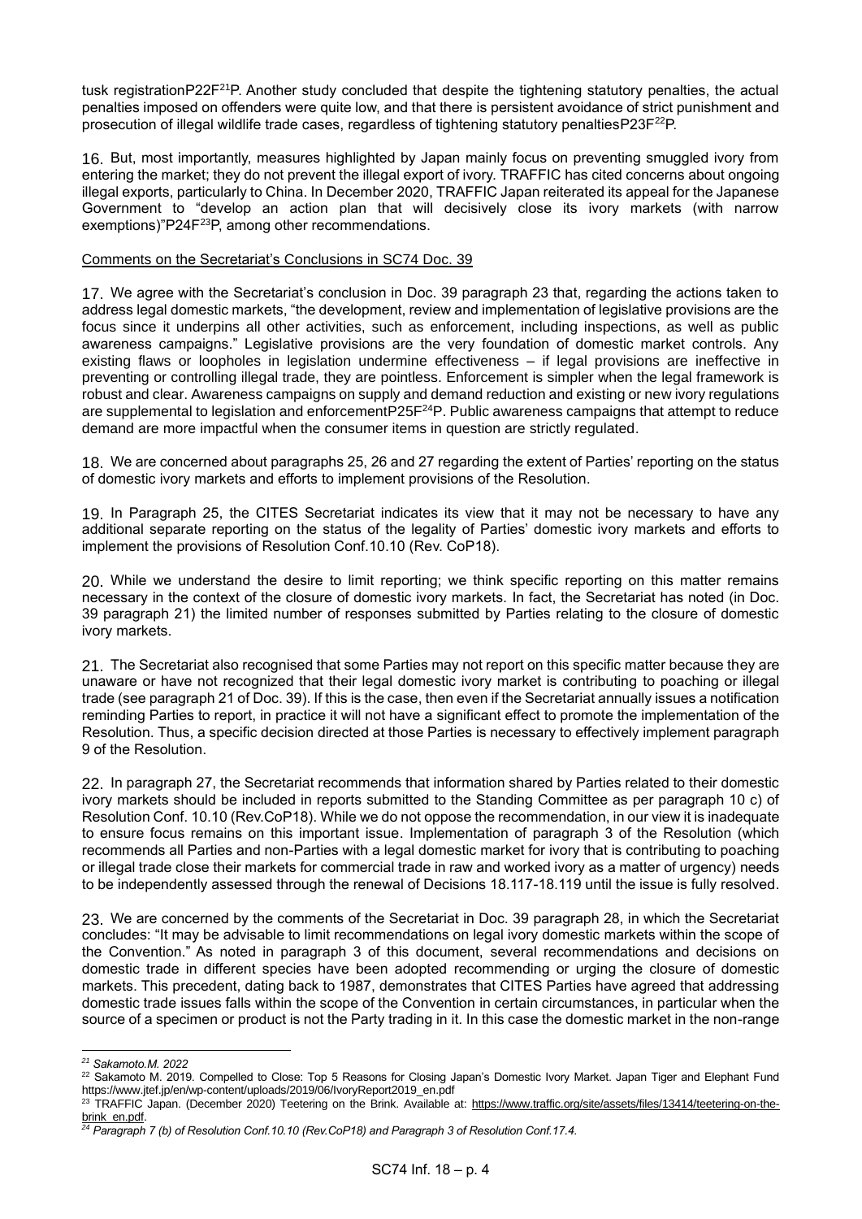tusk registration[21]. Another study concluded that despite the tightening statutory penalties, the actual penalties imposed on offenders were quite low, and that there is persistent avoidance of strict punishment and prosecution of illegal wildlife trade cases, regardless of tightening statutory penalties[22].

16. But, most importantly, measures highlighted by Japan mainly focus on preventing smuggled ivory from entering the market; they do not prevent the illegal export of ivory. TRAFFIC has cited concerns about ongoing illegal exports, particularly to China. In December 2020, TRAFFIC Japan reiterated its appeal for the Japanese Government to "develop an action plan that will decisively close its ivory markets (with narrow exemptions)"[23], among other recommendations.

Comments on the Secretariat's Conclusions in SC74 Doc. 39

17. We agree with the Secretariat's conclusion in Doc. 39 paragraph 23 that, regarding the actions taken to address legal domestic markets, "the development, review and implementation of legislative provisions are the focus since it underpins all other activities, such as enforcement, including inspections, as well as public awareness campaigns." Legislative provisions are the very foundation of domestic market controls. Any existing flaws or loopholes in legislation undermine effectiveness – if legal provisions are ineffective in preventing or controlling illegal trade, they are pointless. Enforcement is simpler when the legal framework is robust and clear. Awareness campaigns on supply and demand reduction and existing or new ivory regulations are supplemental to legislation and enforcement[24]. Public awareness campaigns that attempt to reduce demand are more impactful when the consumer items in question are strictly regulated.

18. We are concerned about paragraphs 25, 26 and 27 regarding the extent of Parties' reporting on the status of domestic ivory markets and efforts to implement provisions of the Resolution.

19. In Paragraph 25, the CITES Secretariat indicates its view that it may not be necessary to have any additional separate reporting on the status of the legality of Parties' domestic ivory markets and efforts to implement the provisions of Resolution Conf.10.10 (Rev. CoP18).

20. While we understand the desire to limit reporting; we think specific reporting on this matter remains necessary in the context of the closure of domestic ivory markets. In fact, the Secretariat has noted (in Doc. 39 paragraph 21) the limited number of responses submitted by Parties relating to the closure of domestic ivory markets.

21. The Secretariat also recognised that some Parties may not report on this specific matter because they are unaware or have not recognized that their legal domestic ivory market is contributing to poaching or illegal trade (see paragraph 21 of Doc. 39). If this is the case, then even if the Secretariat annually issues a notification reminding Parties to report, in practice it will not have a significant effect to promote the implementation of the Resolution. Thus, a specific decision directed at those Parties is necessary to effectively implement paragraph 9 of the Resolution.

22. In paragraph 27, the Secretariat recommends that information shared by Parties related to their domestic ivory markets should be included in reports submitted to the Standing Committee as per paragraph 10 c) of Resolution Conf. 10.10 (Rev.CoP18). While we do not oppose the recommendation, in our view it is inadequate to ensure focus remains on this important issue. Implementation of paragraph 3 of the Resolution (which recommends all Parties and non-Parties with a legal domestic market for ivory that is contributing to poaching or illegal trade close their markets for commercial trade in raw and worked ivory as a matter of urgency) needs to be independently assessed through the renewal of Decisions 18.117-18.119 until the issue is fully resolved.

23. We are concerned by the comments of the Secretariat in Doc. 39 paragraph 28, in which the Secretariat concludes: "It may be advisable to limit recommendations on legal ivory domestic markets within the scope of the Convention." As noted in paragraph 3 of this document, several recommendations and decisions on domestic trade in different species have been adopted recommending or urging the closure of domestic markets. This precedent, dating back to 1987, demonstrates that CITES Parties have agreed that addressing domestic trade issues falls within the scope of the Convention in certain circumstances, in particular when the source of a specimen or product is not the Party trading in it. In this case the domestic market in the non-range

---

[21] *Sakamoto.M. 2022*

[22] Sakamoto M. 2019. Compelled to Close: Top 5 Reasons for Closing Japan's Domestic Ivory Market. Japan Tiger and Elephant Fund https://www.jtef.jp/en/wp-content/uploads/2019/06/IvoryReport2019_en.pdf

[23] TRAFFIC Japan. (December 2020) Teetering on the Brink. Available at: https://www.traffic.org/site/assets/files/13414/teetering-on-the-brink_en.pdf.

[24] *Paragraph 7 (b) of Resolution Conf.10.10 (Rev.CoP18) and Paragraph 3 of Resolution Conf.17.4.*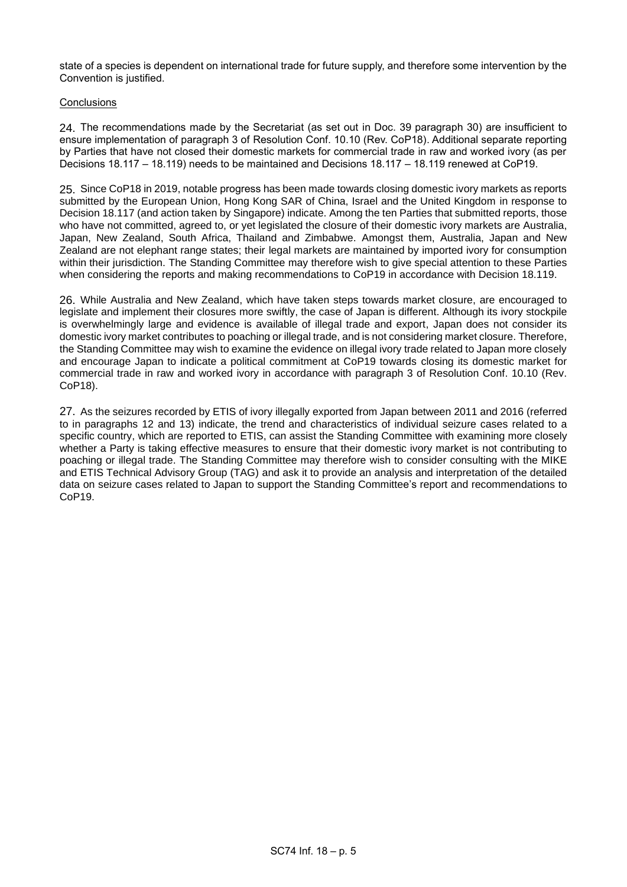state of a species is dependent on international trade for future supply, and therefore some intervention by the Convention is justified.

Conclusions

24. The recommendations made by the Secretariat (as set out in Doc. 39 paragraph 30) are insufficient to ensure implementation of paragraph 3 of Resolution Conf. 10.10 (Rev. CoP18). Additional separate reporting by Parties that have not closed their domestic markets for commercial trade in raw and worked ivory (as per Decisions 18.117 – 18.119) needs to be maintained and Decisions 18.117 – 18.119 renewed at CoP19.

25. Since CoP18 in 2019, notable progress has been made towards closing domestic ivory markets as reports submitted by the European Union, Hong Kong SAR of China, Israel and the United Kingdom in response to Decision 18.117 (and action taken by Singapore) indicate. Among the ten Parties that submitted reports, those who have not committed, agreed to, or yet legislated the closure of their domestic ivory markets are Australia, Japan, New Zealand, South Africa, Thailand and Zimbabwe. Amongst them, Australia, Japan and New Zealand are not elephant range states; their legal markets are maintained by imported ivory for consumption within their jurisdiction. The Standing Committee may therefore wish to give special attention to these Parties when considering the reports and making recommendations to CoP19 in accordance with Decision 18.119.

26. While Australia and New Zealand, which have taken steps towards market closure, are encouraged to legislate and implement their closures more swiftly, the case of Japan is different. Although its ivory stockpile is overwhelmingly large and evidence is available of illegal trade and export, Japan does not consider its domestic ivory market contributes to poaching or illegal trade, and is not considering market closure. Therefore, the Standing Committee may wish to examine the evidence on illegal ivory trade related to Japan more closely and encourage Japan to indicate a political commitment at CoP19 towards closing its domestic market for commercial trade in raw and worked ivory in accordance with paragraph 3 of Resolution Conf. 10.10 (Rev. CoP18).

27. As the seizures recorded by ETIS of ivory illegally exported from Japan between 2011 and 2016 (referred to in paragraphs 12 and 13) indicate, the trend and characteristics of individual seizure cases related to a specific country, which are reported to ETIS, can assist the Standing Committee with examining more closely whether a Party is taking effective measures to ensure that their domestic ivory market is not contributing to poaching or illegal trade. The Standing Committee may therefore wish to consider consulting with the MIKE and ETIS Technical Advisory Group (TAG) and ask it to provide an analysis and interpretation of the detailed data on seizure cases related to Japan to support the Standing Committee's report and recommendations to CoP19.